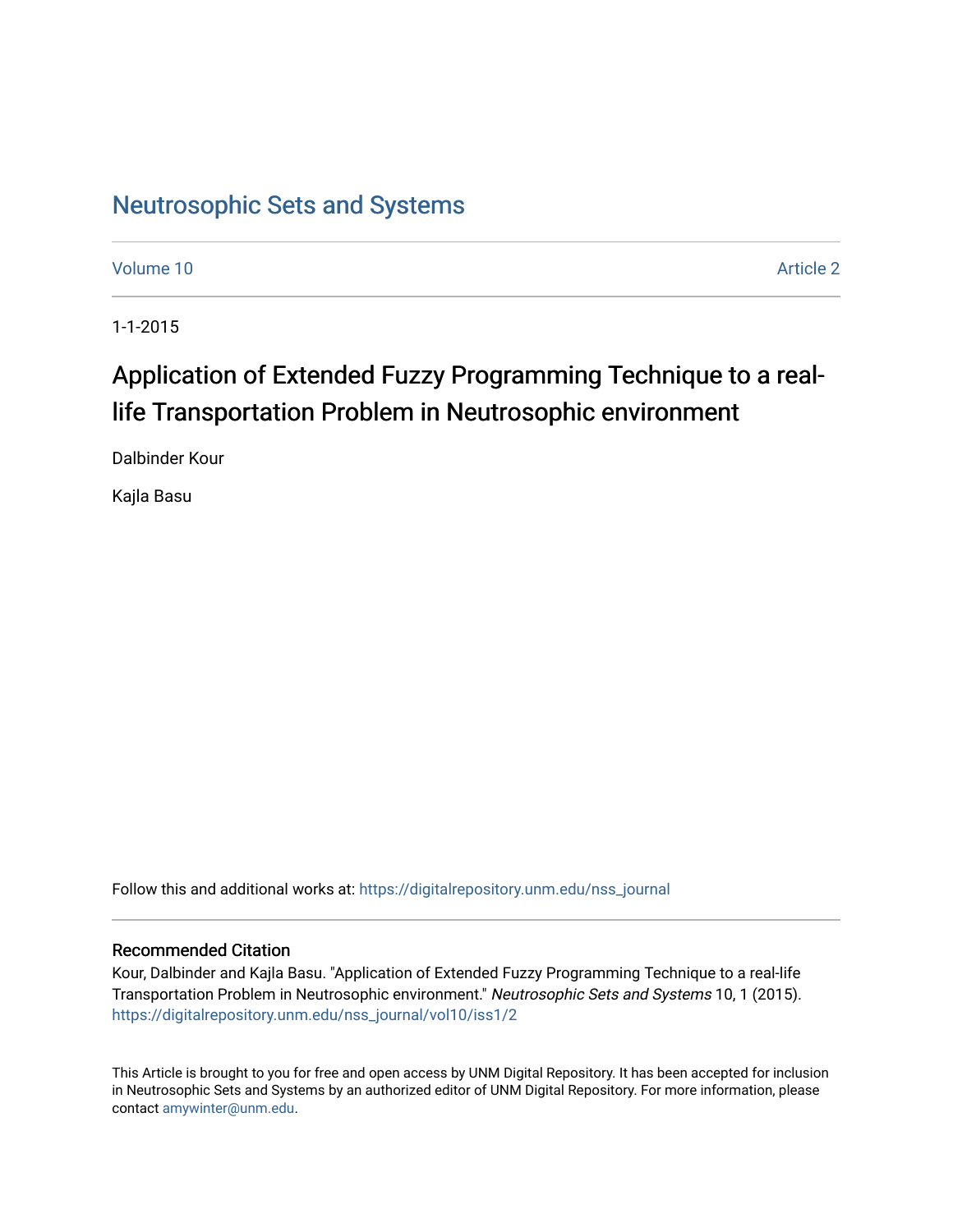# Neutrosophic Sets and Systems

Volume 10 Article 2

1-1-2015

## Application of Extended Fuzzy Programming Technique to a real-life Transportation Problem in Neutrosophic environment

Dalbinder Kour

Kajla Basu

Follow this and additional works at: https://digitalrepository.unm.edu/nss_journal

### Recommended Citation

Kour, Dalbinder and Kajla Basu. "Application of Extended Fuzzy Programming Technique to a real-life Transportation Problem in Neutrosophic environment." *Neutrosophic Sets and Systems* 10, 1 (2015). https://digitalrepository.unm.edu/nss_journal/vol10/iss1/2

This Article is brought to you for free and open access by UNM Digital Repository. It has been accepted for inclusion in Neutrosophic Sets and Systems by an authorized editor of UNM Digital Repository. For more information, please contact amywinter@unm.edu.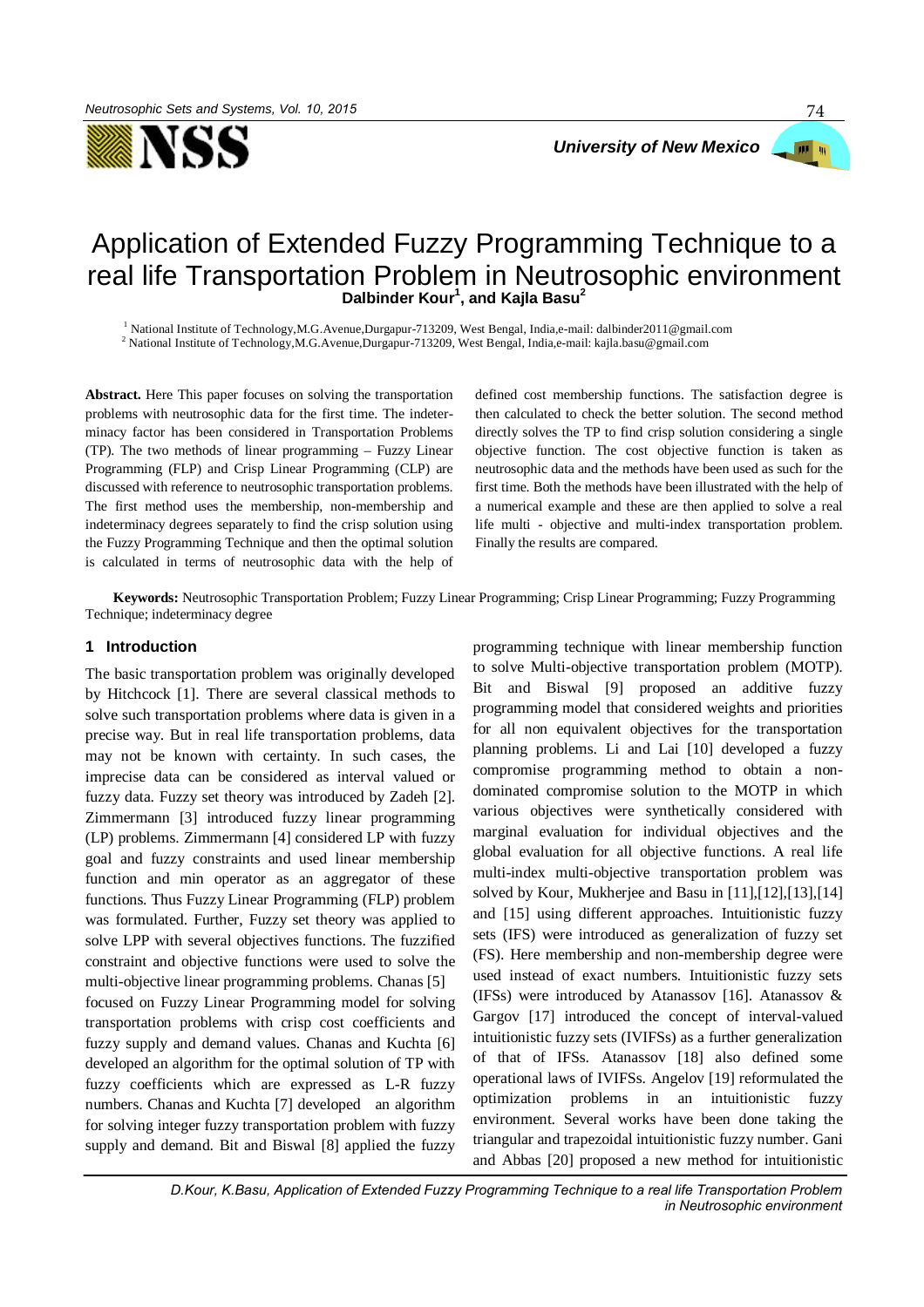# Application of Extended Fuzzy Programming Technique to a real life Transportation Problem in Neutrosophic environment

**Dalbinder Kour[1], and Kajla Basu[2]**

[1] National Institute of Technology,M.G.Avenue,Durgapur-713209, West Bengal, India,e-mail: dalbinder2011@gmail.com
[2] National Institute of Technology,M.G.Avenue,Durgapur-713209, West Bengal, India,e-mail: kajla.basu@gmail.com

**Abstract.** Here This paper focuses on solving the transportation problems with neutrosophic data for the first time. The indeterminacy factor has been considered in Transportation Problems (TP). The two methods of linear programming – Fuzzy Linear Programming (FLP) and Crisp Linear Programming (CLP) are discussed with reference to neutrosophic transportation problems. The first method uses the membership, non-membership and indeterminacy degrees separately to find the crisp solution using the Fuzzy Programming Technique and then the optimal solution is calculated in terms of neutrosophic data with the help of defined cost membership functions. The satisfaction degree is then calculated to check the better solution. The second method directly solves the TP to find crisp solution considering a single objective function. The cost objective function is taken as neutrosophic data and the methods have been used as such for the first time. Both the methods have been illustrated with the help of a numerical example and these are then applied to solve a real life multi - objective and multi-index transportation problem. Finally the results are compared.

**Keywords:** Neutrosophic Transportation Problem; Fuzzy Linear Programming; Crisp Linear Programming; Fuzzy Programming Technique; indeterminacy degree

## 1 Introduction

The basic transportation problem was originally developed by Hitchcock [1]. There are several classical methods to solve such transportation problems where data is given in a precise way. But in real life transportation problems, data may not be known with certainty. In such cases, the imprecise data can be considered as interval valued or fuzzy data. Fuzzy set theory was introduced by Zadeh [2]. Zimmermann [3] introduced fuzzy linear programming (LP) problems. Zimmermann [4] considered LP with fuzzy goal and fuzzy constraints and used linear membership function and min operator as an aggregator of these functions. Thus Fuzzy Linear Programming (FLP) problem was formulated. Further, Fuzzy set theory was applied to solve LPP with several objectives functions. The fuzzified constraint and objective functions were used to solve the multi-objective linear programming problems. Chanas [5] focused on Fuzzy Linear Programming model for solving transportation problems with crisp cost coefficients and fuzzy supply and demand values. Chanas and Kuchta [6] developed an algorithm for the optimal solution of TP with fuzzy coefficients which are expressed as L-R fuzzy numbers. Chanas and Kuchta [7] developed an algorithm for solving integer fuzzy transportation problem with fuzzy supply and demand. Bit and Biswal [8] applied the fuzzy programming technique with linear membership function to solve Multi-objective transportation problem (MOTP). Bit and Biswal [9] proposed an additive fuzzy programming model that considered weights and priorities for all non equivalent objectives for the transportation planning problems. Li and Lai [10] developed a fuzzy compromise programming method to obtain a non-dominated compromise solution to the MOTP in which various objectives were synthetically considered with marginal evaluation for individual objectives and the global evaluation for all objective functions. A real life multi-index multi-objective transportation problem was solved by Kour, Mukherjee and Basu in [11],[12],[13],[14] and [15] using different approaches. Intuitionistic fuzzy sets (IFS) were introduced as generalization of fuzzy set (FS). Here membership and non-membership degree were used instead of exact numbers. Intuitionistic fuzzy sets (IFSs) were introduced by Atanassov [16]. Atanassov & Gargov [17] introduced the concept of interval-valued intuitionistic fuzzy sets (IVIFSs) as a further generalization of that of IFSs. Atanassov [18] also defined some operational laws of IVIFSs. Angelov [19] reformulated the optimization problems in an intuitionistic fuzzy environment. Several works have been done taking the triangular and trapezoidal intuitionistic fuzzy number. Gani and Abbas [20] proposed a new method for intuitionistic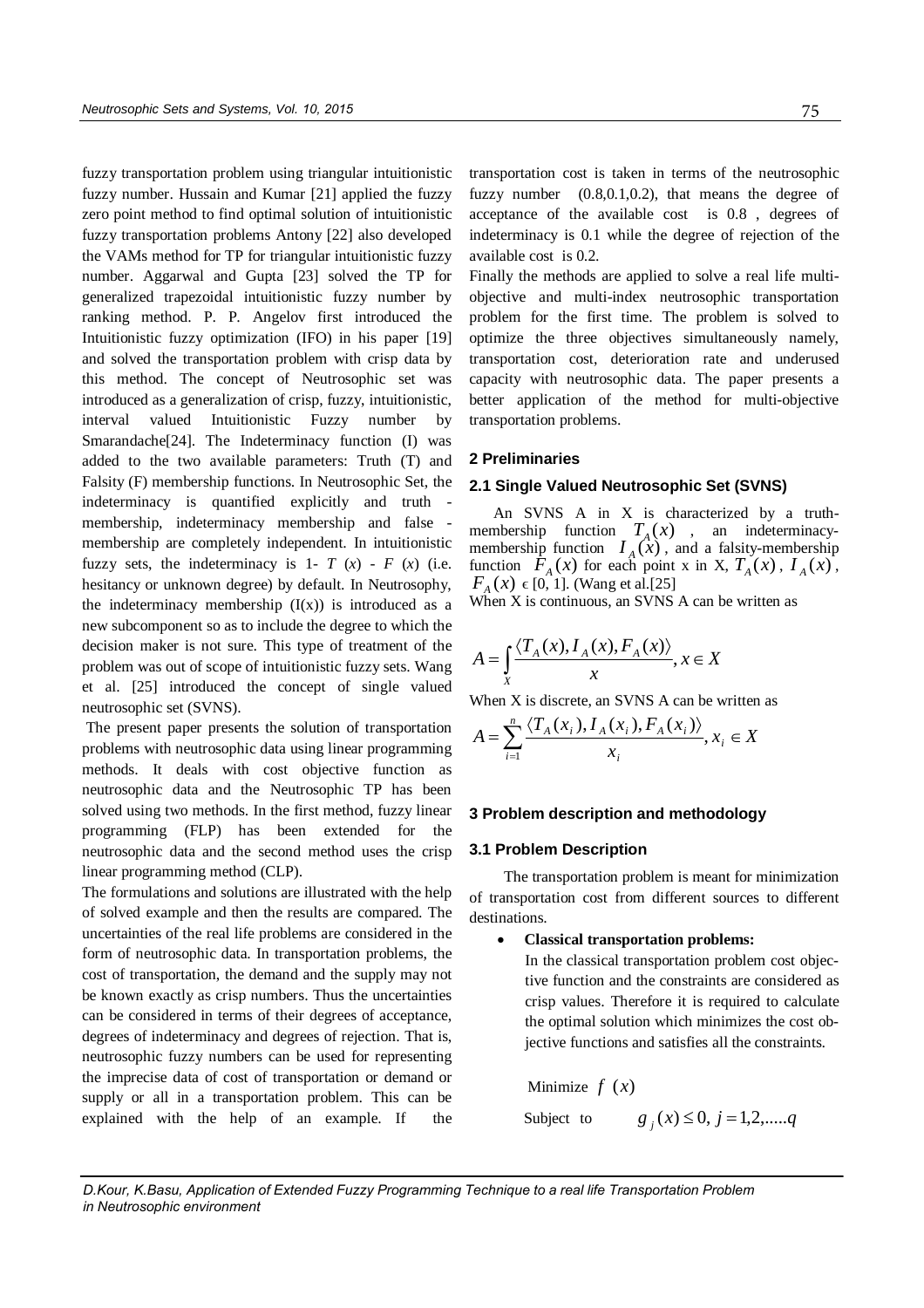fuzzy transportation problem using triangular intuitionistic fuzzy number. Hussain and Kumar [21] applied the fuzzy zero point method to find optimal solution of intuitionistic fuzzy transportation problems Antony [22] also developed the VAMs method for TP for triangular intuitionistic fuzzy number. Aggarwal and Gupta [23] solved the TP for generalized trapezoidal intuitionistic fuzzy number by ranking method. P. P. Angelov first introduced the Intuitionistic fuzzy optimization (IFO) in his paper [19] and solved the transportation problem with crisp data by this method. The concept of Neutrosophic set was introduced as a generalization of crisp, fuzzy, intuitionistic, interval valued Intuitionistic Fuzzy number by Smarandache[24]. The Indeterminacy function (I) was added to the two available parameters: Truth (T) and Falsity (F) membership functions. In Neutrosophic Set, the indeterminacy is quantified explicitly and truth - membership, indeterminacy membership and false - membership are completely independent. In intuitionistic fuzzy sets, the indeterminacy is 1- $T(x)$ - $F(x)$ (i.e. hesitancy or unknown degree) by default. In Neutrosophy, the indeterminacy membership ($I(x)$) is introduced as a new subcomponent so as to include the degree to which the decision maker is not sure. This type of treatment of the problem was out of scope of intuitionistic fuzzy sets. Wang et al. [25] introduced the concept of single valued neutrosophic set (SVNS).

The present paper presents the solution of transportation problems with neutrosophic data using linear programming methods. It deals with cost objective function as neutrosophic data and the Neutrosophic TP has been solved using two methods. In the first method, fuzzy linear programming (FLP) has been extended for the neutrosophic data and the second method uses the crisp linear programming method (CLP).

The formulations and solutions are illustrated with the help of solved example and then the results are compared. The uncertainties of the real life problems are considered in the form of neutrosophic data. In transportation problems, the cost of transportation, the demand and the supply may not be known exactly as crisp numbers. Thus the uncertainties can be considered in terms of their degrees of acceptance, degrees of indeterminacy and degrees of rejection. That is, neutrosophic fuzzy numbers can be used for representing the imprecise data of cost of transportation or demand or supply or all in a transportation problem. This can be explained with the help of an example. If the transportation cost is taken in terms of the neutrosophic fuzzy number (0.8,0.1,0.2), that means the degree of acceptance of the available cost is 0.8 , degrees of indeterminacy is 0.1 while the degree of rejection of the available cost is 0.2.

Finally the methods are applied to solve a real life multi-objective and multi-index neutrosophic transportation problem for the first time. The problem is solved to optimize the three objectives simultaneously namely, transportation cost, deterioration rate and underused capacity with neutrosophic data. The paper presents a better application of the method for multi-objective transportation problems.

## 2 Preliminaries

### 2.1 Single Valued Neutrosophic Set (SVNS)

An SVNS A in X is characterized by a truth-membership function $T_A(x)$ , an indeterminacy-membership function $I_A(x)$, and a falsity-membership function $F_A(x)$ for each point x in X, $T_A(x)$, $I_A(x)$, $F_A(x) \in [0, 1]$. (Wang et al.[25]

When X is continuous, an SVNS A can be written as

$$A = \int_X \frac{\langle T_A(x), I_A(x), F_A(x) \rangle}{x}, x \in X$$

When X is discrete, an SVNS A can be written as

$$A = \sum_{i=1}^{n} \frac{\langle T_A(x_i), I_A(x_i), F_A(x_i) \rangle}{x_i}, x_i \in X$$

## 3 Problem description and methodology

### 3.1 Problem Description

The transportation problem is meant for minimization of transportation cost from different sources to different destinations.

- **Classical transportation problems:**
  In the classical transportation problem cost objective function and the constraints are considered as crisp values. Therefore it is required to calculate the optimal solution which minimizes the cost objective functions and satisfies all the constraints.

$$\text{Minimize } f(x)$$

$$\text{Subject to} \quad g_j(x) \leq 0, \ j = 1,2,.....q$$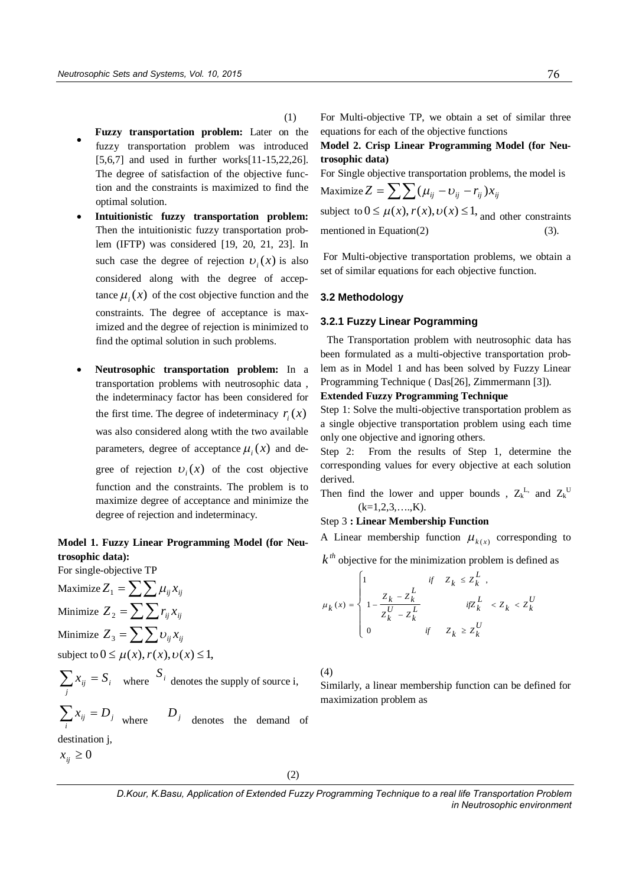(1)

- **Fuzzy transportation problem:** Later on the fuzzy transportation problem was introduced [5,6,7] and used in further works[11-15,22,26]. The degree of satisfaction of the objective function and the constraints is maximized to find the optimal solution.
- **Intuitionistic fuzzy transportation problem:** Then the intuitionistic fuzzy transportation problem (IFTP) was considered [19, 20, 21, 23]. In such case the degree of rejection $\upsilon_i(x)$ is also considered along with the degree of acceptance $\mu_i(x)$ of the cost objective function and the constraints. The degree of acceptance is maximized and the degree of rejection is minimized to find the optimal solution in such problems.
- **Neutrosophic transportation problem:** In a transportation problems with neutrosophic data , the indeterminacy factor has been considered for the first time. The degree of indeterminacy $r_i(x)$ was also considered along wtith the two available parameters, degree of acceptance $\mu_i(x)$ and degree of rejection $\upsilon_i(x)$ of the cost objective function and the constraints. The problem is to maximize degree of acceptance and minimize the degree of rejection and indeterminacy.

**Model 1. Fuzzy Linear Programming Model (for Neutrosophic data):**

For single-objective TP

Maximize $Z_1 = \sum\sum \mu_{ij} x_{ij}$

Minimize $Z_2 = \sum\sum r_{ij} x_{ij}$

Minimize $Z_3 = \sum\sum \upsilon_{ij} x_{ij}$

subject to $0 \le \mu(x), r(x), \upsilon(x) \le 1,$

$\sum_j x_{ij} = S_i$ where $S_i$ denotes the supply of source i,

$\sum_i x_{ij} = D_j$ where $D_j$ denotes the demand of destination j,

$x_{ij} \ge 0$

(2)

For Multi-objective TP, we obtain a set of similar three equations for each of the objective functions

**Model 2. Crisp Linear Programming Model (for Neutrosophic data)**

For Single objective transportation problems, the model is

Maximize $Z = \sum\sum (\mu_{ij} - \upsilon_{ij} - r_{ij}) x_{ij}$

subject to $0 \le \mu(x), r(x), \upsilon(x) \le 1,$ and other constraints mentioned in Equation(2) (3).

For Multi-objective transportation problems, we obtain a set of similar equations for each objective function.

### 3.2 Methodology

#### 3.2.1 Fuzzy Linear Pogramming

The Transportation problem with neutrosophic data has been formulated as a multi-objective transportation problem as in Model 1 and has been solved by Fuzzy Linear Programming Technique ( Das[26], Zimmermann [3]).

**Extended Fuzzy Programming Technique**

Step 1: Solve the multi-objective transportation problem as a single objective transportation problem using each time only one objective and ignoring others.

Step 2: From the results of Step 1, determine the corresponding values for every objective at each solution derived.

Then find the lower and upper bounds , $Z_k^L$, and $Z_k^U$ (k=1,2,3,….,K).

Step 3 **: Linear Membership Function**

A Linear membership function $\mu_{k(x)}$ corresponding to $k^{th}$ objective for the minimization problem is defined as

$$\mu_k(x) = \begin{cases} 1 & if \quad Z_k \le Z_k^L , \\ 1 - \dfrac{Z_k - Z_k^L}{Z_k^U - Z_k^L} & if Z_k^L < Z_k < Z_k^U \\ 0 & if \quad Z_k \ge Z_k^U \end{cases}$$

(4)

Similarly, a linear membership function can be defined for maximization problem as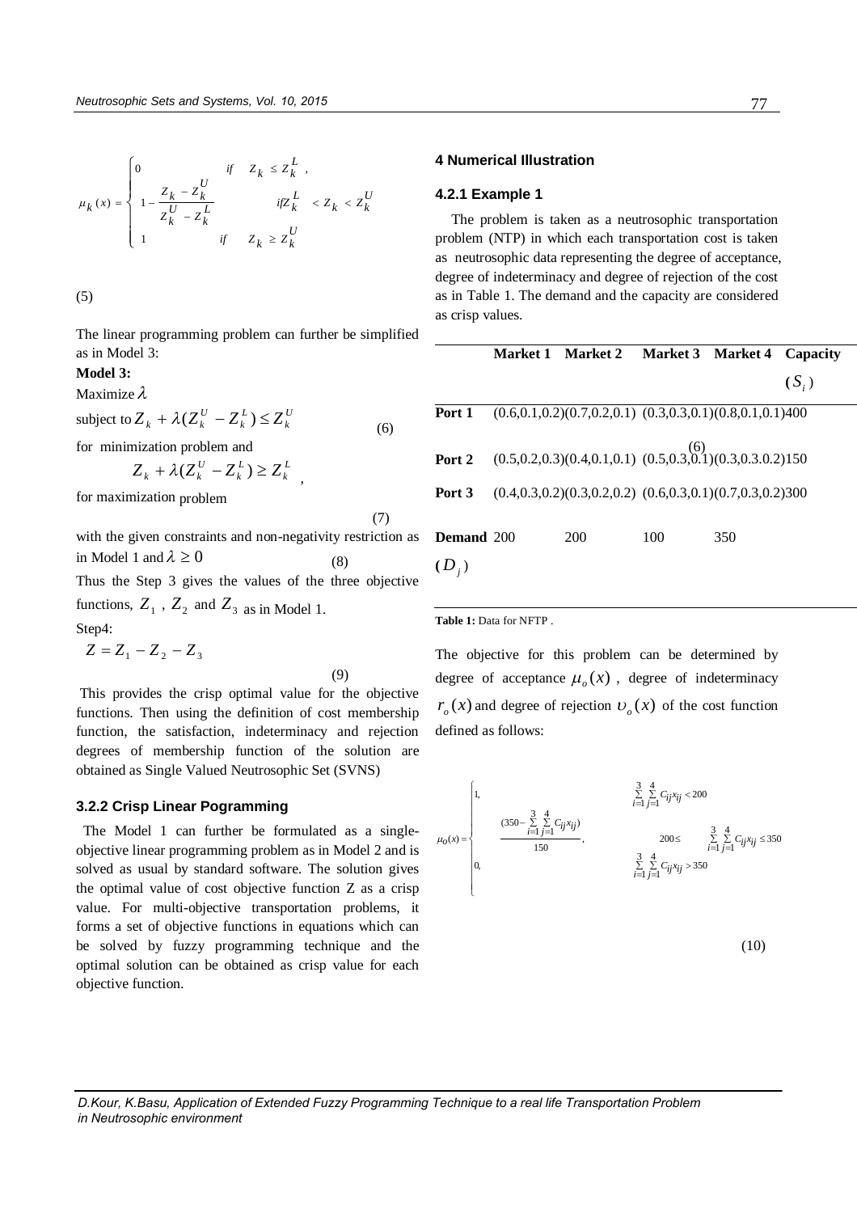$$\mu_k(x) = \begin{cases} 0 & if \quad Z_k \le Z_k^L , \\ 1 - \dfrac{Z_k - Z_k^U}{Z_k^U - Z_k^L} & if Z_k^L < Z_k < Z_k^U \\ 1 & if \quad Z_k \ge Z_k^U \end{cases}$$

(5)

The linear programming problem can further be simplified as in Model 3:

**Model 3:**

Maximize $\lambda$

subject to $Z_k + \lambda(Z_k^U - Z_k^L) \le Z_k^U$ (6)

for minimization problem and

$$Z_k + \lambda(Z_k^U - Z_k^L) \ge Z_k^L ,$$

for maximization problem

(7)

with the given constraints and non-negativity restriction as in Model 1 and $\lambda \ge 0$ (8)

Thus the Step 3 gives the values of the three objective functions, $Z_1$ , $Z_2$ and $Z_3$ as in Model 1.

Step4:

$$Z = Z_1 - Z_2 - Z_3$$

(9)

This provides the crisp optimal value for the objective functions. Then using the definition of cost membership function, the satisfaction, indeterminacy and rejection degrees of membership function of the solution are obtained as Single Valued Neutrosophic Set (SVNS)

### 3.2.2 Crisp Linear Pogramming

The Model 1 can further be formulated as a single-objective linear programming problem as in Model 2 and is solved as usual by standard software. The solution gives the optimal value of cost objective function Z as a crisp value. For multi-objective transportation problems, it forms a set of objective functions in equations which can be solved by fuzzy programming technique and the optimal solution can be obtained as crisp value for each objective function.

## 4 Numerical Illustration

### 4.2.1 Example 1

The problem is taken as a neutrosophic transportation problem (NTP) in which each transportation cost is taken as neutrosophic data representing the degree of acceptance, degree of indeterminacy and degree of rejection of the cost as in Table 1. The demand and the capacity are considered as crisp values.

| | Market 1 | Market 2 | Market 3 | Market 4 | Capacity ($S_i$) |
|---|---|---|---|---|---|
| Port 1 | (0.6,0.1,0.2) | (0.7,0.2,0.1) | (0.3,0.3,0.1) | (0.8,0.1,0.1) | 400 |
| Port 2 | (0.5,0.2,0.3) | (0.4,0.1,0.1) | (0.5,0.3,0.1) | (0.3,0.3.0.2) | 150 |
| Port 3 | (0.4,0.3,0.2) | (0.3,0.2,0.2) | (0.6,0.3,0.1) | (0.7,0.3,0.2) | 300 |
| Demand ($D_j$) | 200 | 200 | 100 | 350 | |

(6)

**Table 1:** Data for NFTP .

The objective for this problem can be determined by degree of acceptance $\mu_o(x)$ , degree of indeterminacy $r_o(x)$ and degree of rejection $\upsilon_o(x)$ of the cost function defined as follows:

$$\mu_O(x) = \begin{cases} 1, & \sum_{i=1}^{3}\sum_{j=1}^{4} C_{ij}x_{ij} < 200 \\ \dfrac{(350 - \sum_{i=1}^{3}\sum_{j=1}^{4} C_{ij}x_{ij})}{150}, & 200 \le \sum_{i=1}^{3}\sum_{j=1}^{4} C_{ij}x_{ij} \le 350 \\ 0, & \sum_{i=1}^{3}\sum_{j=1}^{4} C_{ij}x_{ij} > 350 \end{cases}$$

(10)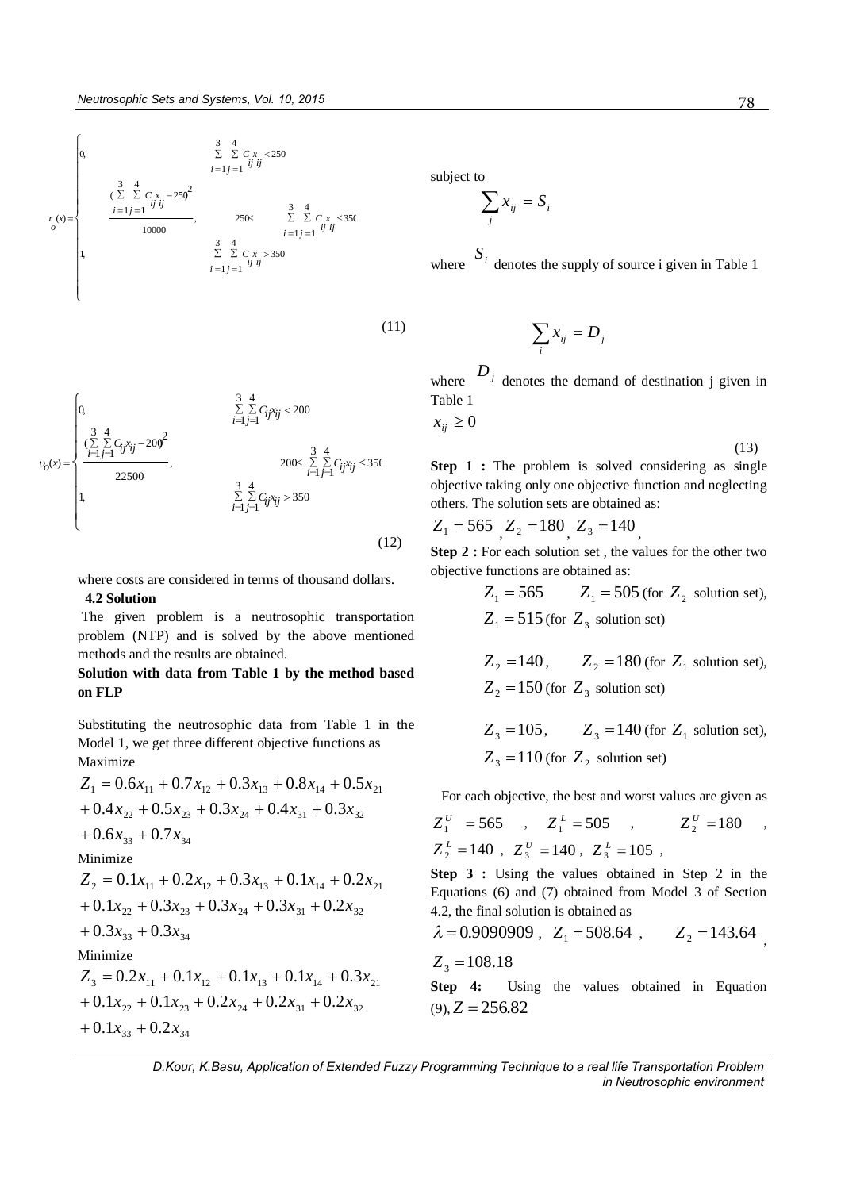$$
r_o(x) = \begin{cases} 0, & \sum_{i=1}^{3}\sum_{j=1}^{4} C_{ij}x_{ij} < 250 \\ \dfrac{(\sum_{i=1}^{3}\sum_{j=1}^{4} C_{ij}x_{ij} - 250)^2}{10000}, & 250 \le \sum_{i=1}^{3}\sum_{j=1}^{4} C_{ij}x_{ij} \le 350 \\ 1, & \sum_{i=1}^{3}\sum_{j=1}^{4} C_{ij}x_{ij} > 350 \end{cases} \tag{11}
$$

$$
\upsilon_o(x) = \begin{cases} 0, & \sum_{i=1}^{3}\sum_{j=1}^{4} C_{ij}x_{ij} < 200 \\ \dfrac{(\sum_{i=1}^{3}\sum_{j=1}^{4} C_{ij}x_{ij} - 200)^2}{22500}, & 200 \le \sum_{i=1}^{3}\sum_{j=1}^{4} C_{ij}x_{ij} \le 350 \\ 1, & \sum_{i=1}^{3}\sum_{j=1}^{4} C_{ij}x_{ij} > 350 \end{cases} \tag{12}
$$

where costs are considered in terms of thousand dollars.

## 4.2 Solution

The given problem is a neutrosophic transportation problem (NTP) and is solved by the above mentioned methods and the results are obtained.

**Solution with data from Table 1 by the method based on FLP**

Substituting the neutrosophic data from Table 1 in the Model 1, we get three different objective functions as

Maximize

$$
Z_1 = 0.6x_{11} + 0.7x_{12} + 0.3x_{13} + 0.8x_{14} + 0.5x_{21} + 0.4x_{22} + 0.5x_{23} + 0.3x_{24} + 0.4x_{31} + 0.3x_{32} + 0.6x_{33} + 0.7x_{34}
$$

Minimize

$$
Z_2 = 0.1x_{11} + 0.2x_{12} + 0.3x_{13} + 0.1x_{14} + 0.2x_{21} + 0.1x_{22} + 0.3x_{23} + 0.3x_{24} + 0.3x_{31} + 0.2x_{32} + 0.3x_{33} + 0.3x_{34}
$$

Minimize

$$
Z_3 = 0.2x_{11} + 0.1x_{12} + 0.1x_{13} + 0.1x_{14} + 0.3x_{21} + 0.1x_{22} + 0.1x_{23} + 0.2x_{24} + 0.2x_{31} + 0.2x_{32} + 0.1x_{33} + 0.2x_{34}
$$

subject to

$$
\sum_j x_{ij} = S_i
$$

where $S_i$ denotes the supply of source i given in Table 1

$$
\sum_i x_{ij} = D_j
$$

where $D_j$ denotes the demand of destination j given in Table 1

$$
x_{ij} \ge 0 \tag{13}
$$

**Step 1 :** The problem is solved considering as single objective taking only one objective function and neglecting others. The solution sets are obtained as:

$Z_1 = 565$, $Z_2 = 180$, $Z_3 = 140$,

**Step 2 :** For each solution set , the values for the other two objective functions are obtained as:

$Z_1 = 565$ $\quad Z_1 = 505$ (for $Z_2$ solution set), $Z_1 = 515$ (for $Z_3$ solution set)

$Z_2 = 140$, $\quad Z_2 = 180$ (for $Z_1$ solution set), $Z_2 = 150$ (for $Z_3$ solution set)

$Z_3 = 105$, $\quad Z_3 = 140$ (for $Z_1$ solution set), $Z_3 = 110$ (for $Z_2$ solution set)

For each objective, the best and worst values are given as

$Z_1^U = 565$ , $Z_1^L = 505$ , $Z_2^U = 180$ , $Z_2^L = 140$ , $Z_3^U = 140$ , $Z_3^L = 105$ ,

**Step 3 :** Using the values obtained in Step 2 in the Equations (6) and (7) obtained from Model 3 of Section 4.2, the final solution is obtained as

$\lambda = 0.9090909$ , $Z_1 = 508.64$ , $Z_2 = 143.64$ , $Z_3 = 108.18$

**Step 4:** Using the values obtained in Equation (9), $Z = 256.82$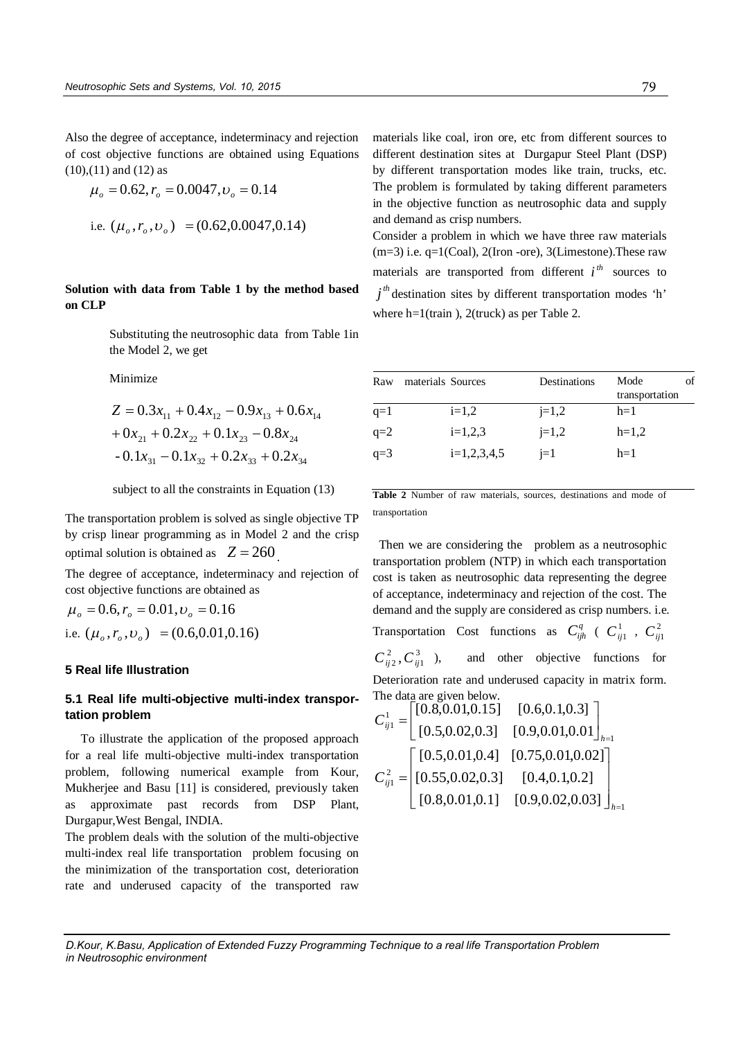Also the degree of acceptance, indeterminacy and rejection of cost objective functions are obtained using Equations (10),(11) and (12) as

$$\mu_o = 0.62, r_o = 0.0047, \upsilon_o = 0.14$$

$$\text{i.e. } (\mu_o, r_o, \upsilon_o) = (0.62, 0.0047, 0.14)$$

**Solution with data from Table 1 by the method based on CLP**

Substituting the neutrosophic data from Table 1in the Model 2, we get

Minimize

$$Z = 0.3x_{11} + 0.4x_{12} - 0.9x_{13} + 0.6x_{14}$$
$$+ 0x_{21} + 0.2x_{22} + 0.1x_{23} - 0.8x_{24}$$
$$- 0.1x_{31} - 0.1x_{32} + 0.2x_{33} + 0.2x_{34}$$

subject to all the constraints in Equation (13)

The transportation problem is solved as single objective TP by crisp linear programming as in Model 2 and the crisp optimal solution is obtained as $Z = 260$.

The degree of acceptance, indeterminacy and rejection of cost objective functions are obtained as

$$\mu_o = 0.6, r_o = 0.01, \upsilon_o = 0.16$$

$$\text{i.e. } (\mu_o, r_o, \upsilon_o) = (0.6, 0.01, 0.16)$$

## 5 Real life Illustration

### 5.1 Real life multi-objective multi-index transportation problem

To illustrate the application of the proposed approach for a real life multi-objective multi-index transportation problem, following numerical example from Kour, Mukherjee and Basu [11] is considered, previously taken as approximate past records from DSP Plant, Durgapur,West Bengal, INDIA.

The problem deals with the solution of the multi-objective multi-index real life transportation problem focusing on the minimization of the transportation cost, deterioration rate and underused capacity of the transported raw materials like coal, iron ore, etc from different sources to different destination sites at Durgapur Steel Plant (DSP) by different transportation modes like train, trucks, etc. The problem is formulated by taking different parameters in the objective function as neutrosophic data and supply and demand as crisp numbers.

Consider a problem in which we have three raw materials (m=3) i.e. q=1(Coal), 2(Iron -ore), 3(Limestone).These raw materials are transported from different $i^{th}$ sources to $j^{th}$ destination sites by different transportation modes 'h' where h=1(train ), 2(truck) as per Table 2.

| Raw materials | Sources | Destinations | Mode of transportation |
|---|---|---|---|
| q=1 | i=1,2 | j=1,2 | h=1 |
| q=2 | i=1,2,3 | j=1,2 | h=1,2 |
| q=3 | i=1,2,3,4,5 | j=1 | h=1 |

**Table 2** Number of raw materials, sources, destinations and mode of transportation

Then we are considering the problem as a neutrosophic transportation problem (NTP) in which each transportation cost is taken as neutrosophic data representing the degree of acceptance, indeterminacy and rejection of the cost. The demand and the supply are considered as crisp numbers. i.e. Transportation Cost functions as $C_{ijh}^{q}$ ( $C_{ij1}^{1}$ , $C_{ij1}^{2}$ $C_{ij2}^{2}, C_{ij1}^{3}$ ), and other objective functions for Deterioration rate and underused capacity in matrix form. The data are given below.

$$C_{ij1}^{1} = \begin{bmatrix} [0.8, 0.01, 0.15] & [0.6, 0.1, 0.3] \\ [0.5, 0.02, 0.3] & [0.9, 0.01, 0.01] \end{bmatrix}_{h=1}$$

$$C_{ij1}^{2} = \begin{bmatrix} [0.5, 0.01, 0.4] & [0.75, 0.01, 0.02] \\ [0.55, 0.02, 0.3] & [0.4, 0.1, 0.2] \\ [0.8, 0.01, 0.1] & [0.9, 0.02, 0.03] \end{bmatrix}_{h=1}$$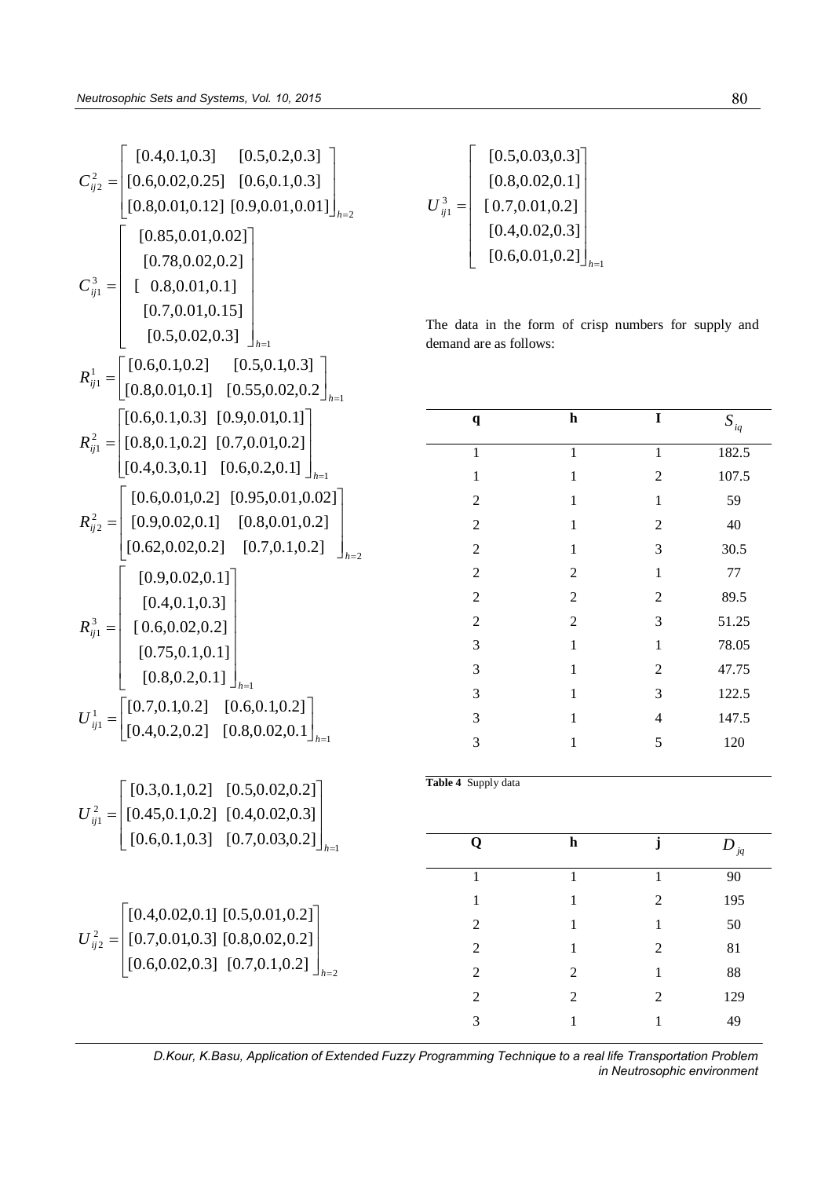$$C_{ij2}^{2} = \begin{bmatrix} [0.4,0.1,0.3] & [0.5,0.2,0.3] \\ [0.6,0.02,0.25] & [0.6,0.1,0.3] \\ [0.8,0.01,0.12] & [0.9,0.01,0.01] \end{bmatrix}_{h=2}$$

$$C_{ij1}^{3} = \begin{bmatrix} [0.85,0.01,0.02] \\ [0.78,0.02,0.2] \\ [0.8,0.01,0.1] \\ [0.7,0.01,0.15] \\ [0.5,0.02,0.3] \end{bmatrix}_{h=1}$$

$$R_{ij1}^{1} = \begin{bmatrix} [0.6,0.1,0.2] & [0.5,0.1,0.3] \\ [0.8,0.01,0.1] & [0.55,0.02,0.2] \end{bmatrix}_{h=1}$$

$$R_{ij1}^{2} = \begin{bmatrix} [0.6,0.1,0.3] & [0.9,0.01,0.1] \\ [0.8,0.1,0.2] & [0.7,0.01,0.2] \\ [0.4,0.3,0.1] & [0.6,0.2,0.1] \end{bmatrix}_{h=1}$$

$$R_{ij2}^{2} = \begin{bmatrix} [0.6,0.01,0.2] & [0.95,0.01,0.02] \\ [0.9,0.02,0.1] & [0.8,0.01,0.2] \\ [0.62,0.02,0.2] & [0.7,0.1,0.2] \end{bmatrix}_{h=2}$$

$$R_{ij1}^{3} = \begin{bmatrix} [0.9,0.02,0.1] \\ [0.4,0.1,0.3] \\ [0.6,0.02,0.2] \\ [0.75,0.1,0.1] \\ [0.8,0.2,0.1] \end{bmatrix}_{h=1}$$

$$U_{ij1}^{1} = \begin{bmatrix} [0.7,0.1,0.2] & [0.6,0.1,0.2] \\ [0.4,0.2,0.2] & [0.8,0.02,0.1] \end{bmatrix}_{h=1}$$

$$U_{ij1}^{2} = \begin{bmatrix} [0.3,0.1,0.2] & [0.5,0.02,0.2] \\ [0.45,0.1,0.2] & [0.4,0.02,0.3] \\ [0.6,0.1,0.3] & [0.7,0.03,0.2] \end{bmatrix}_{h=1}$$

$$U_{ij2}^{2} = \begin{bmatrix} [0.4,0.02,0.1] & [0.5,0.01,0.2] \\ [0.7,0.01,0.3] & [0.8,0.02,0.2] \\ [0.6,0.02,0.3] & [0.7,0.1,0.2] \end{bmatrix}_{h=2}$$

$$U_{ij1}^{3} = \begin{bmatrix} [0.5,0.03,0.3] \\ [0.8,0.02,0.1] \\ [0.7,0.01,0.2] \\ [0.4,0.02,0.3] \\ [0.6,0.01,0.2] \end{bmatrix}_{h=1}$$

The data in the form of crisp numbers for supply and demand are as follows:

| q | h | I | $S_{iq}$ |
|---|---|---|---|
| 1 | 1 | 1 | 182.5 |
| 1 | 1 | 2 | 107.5 |
| 2 | 1 | 1 | 59 |
| 2 | 1 | 2 | 40 |
| 2 | 1 | 3 | 30.5 |
| 2 | 2 | 1 | 77 |
| 2 | 2 | 2 | 89.5 |
| 2 | 2 | 3 | 51.25 |
| 3 | 1 | 1 | 78.05 |
| 3 | 1 | 2 | 47.75 |
| 3 | 1 | 3 | 122.5 |
| 3 | 1 | 4 | 147.5 |
| 3 | 1 | 5 | 120 |

**Table 4** Supply data

| Q | h | j | $D_{jq}$ |
|---|---|---|---|
| 1 | 1 | 1 | 90 |
| 1 | 1 | 2 | 195 |
| 2 | 1 | 1 | 50 |
| 2 | 1 | 2 | 81 |
| 2 | 2 | 1 | 88 |
| 2 | 2 | 2 | 129 |
| 3 | 1 | 1 | 49 |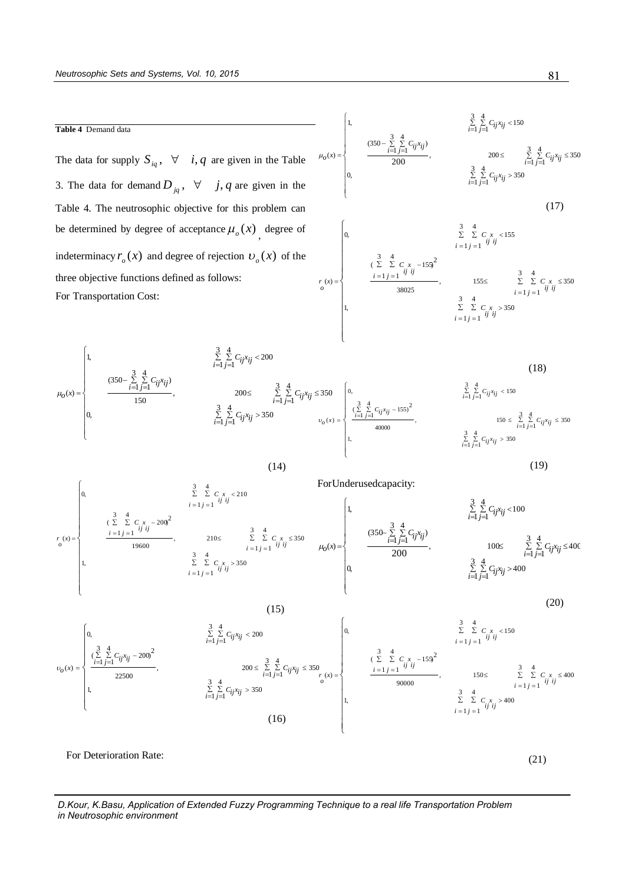**Table 4** Demand data

The data for supply $S_{iq}, \ \forall \quad i, q$ are given in the Table 3. The data for demand $D_{jq}, \ \forall \quad j, q$ are given in the Table 4. The neutrosophic objective for this problem can be determined by degree of acceptance $\mu_o(x)$, degree of indeterminacy $r_o(x)$ and degree of rejection $\upsilon_o(x)$ of the three objective functions defined as follows:

For Transportation Cost:

$$\mu_o(x) = \begin{cases} 1, & \sum_{i=1}^{3}\sum_{j=1}^{4} C_{ij}x_{ij} < 200 \\ \dfrac{(350 - \sum_{i=1}^{3}\sum_{j=1}^{4} C_{ij}x_{ij})}{150}, & 200 \le \sum_{i=1}^{3}\sum_{j=1}^{4} C_{ij}x_{ij} \le 350 \\ 0, & \sum_{i=1}^{3}\sum_{j=1}^{4} C_{ij}x_{ij} > 350 \end{cases} \tag{14}$$

$$r_o(x) = \begin{cases} 0, & \sum_{i=1}^{3}\sum_{j=1}^{4} C_{ij}x_{ij} < 210 \\ \dfrac{(\sum_{i=1}^{3}\sum_{j=1}^{4} C_{ij}x_{ij} - 200)^2}{19600}, & 210 \le \sum_{i=1}^{3}\sum_{j=1}^{4} C_{ij}x_{ij} \le 350 \\ 1, & \sum_{i=1}^{3}\sum_{j=1}^{4} C_{ij}x_{ij} > 350 \end{cases} \tag{15}$$

$$\upsilon_o(x) = \begin{cases} 0, & \sum_{i=1}^{3}\sum_{j=1}^{4} C_{ij}x_{ij} < 200 \\ \dfrac{(\sum_{i=1}^{3}\sum_{j=1}^{4} C_{ij}x_{ij} - 200)^2}{22500}, & 200 \le \sum_{i=1}^{3}\sum_{j=1}^{4} C_{ij}x_{ij} \le 350 \\ 1, & \sum_{i=1}^{3}\sum_{j=1}^{4} C_{ij}x_{ij} > 350 \end{cases} \tag{16}$$

For Deterioration Rate:

$$\mu_o(x) = \begin{cases} 1, & \sum_{i=1}^{3}\sum_{j=1}^{4} C_{ij}x_{ij} < 150 \\ \dfrac{(350 - \sum_{i=1}^{3}\sum_{j=1}^{4} C_{ij}x_{ij})}{200}, & 200 \le \sum_{i=1}^{3}\sum_{j=1}^{4} C_{ij}x_{ij} \le 350 \\ 0, & \sum_{i=1}^{3}\sum_{j=1}^{4} C_{ij}x_{ij} > 350 \end{cases} \tag{17}$$

$$r_o(x) = \begin{cases} 0, & \sum_{i=1}^{3}\sum_{j=1}^{4} C_{ij}x_{ij} < 155 \\ \dfrac{(\sum_{i=1}^{3}\sum_{j=1}^{4} C_{ij}x_{ij} - 155)^2}{38025}, & 155 \le \sum_{i=1}^{3}\sum_{j=1}^{4} C_{ij}x_{ij} \le 350 \\ 1, & \sum_{i=1}^{3}\sum_{j=1}^{4} C_{ij}x_{ij} > 350 \end{cases} \tag{18}$$

$$\upsilon_o(x) = \begin{cases} 0, & \sum_{i=1}^{3}\sum_{j=1}^{4} C_{ij}x_{ij} < 150 \\ \dfrac{(\sum_{i=1}^{3}\sum_{j=1}^{4} C_{ij}x_{ij} - 155)^2}{40000}, & 150 \le \sum_{i=1}^{3}\sum_{j=1}^{4} C_{ij}x_{ij} \le 350 \\ 1, & \sum_{i=1}^{3}\sum_{j=1}^{4} C_{ij}x_{ij} > 350 \end{cases} \tag{19}$$

For Underused capacity:

$$\mu_o(x) = \begin{cases} 1, & \sum_{i=1}^{3}\sum_{j=1}^{4} C_{ij}x_{ij} < 100 \\ \dfrac{(350 - \sum_{i=1}^{3}\sum_{j=1}^{4} C_{ij}x_{ij})}{200}, & 100 \le \sum_{i=1}^{3}\sum_{j=1}^{4} C_{ij}x_{ij} \le 400 \\ 0, & \sum_{i=1}^{3}\sum_{j=1}^{4} C_{ij}x_{ij} > 400 \end{cases} \tag{20}$$

$$r_o(x) = \begin{cases} 0, & \sum_{i=1}^{3}\sum_{j=1}^{4} C_{ij}x_{ij} < 150 \\ \dfrac{(\sum_{i=1}^{3}\sum_{j=1}^{4} C_{ij}x_{ij} - 155)^2}{90000}, & 150 \le \sum_{i=1}^{3}\sum_{j=1}^{4} C_{ij}x_{ij} \le 400 \\ 1, & \sum_{i=1}^{3}\sum_{j=1}^{4} C_{ij}x_{ij} > 400 \end{cases} \tag{21}$$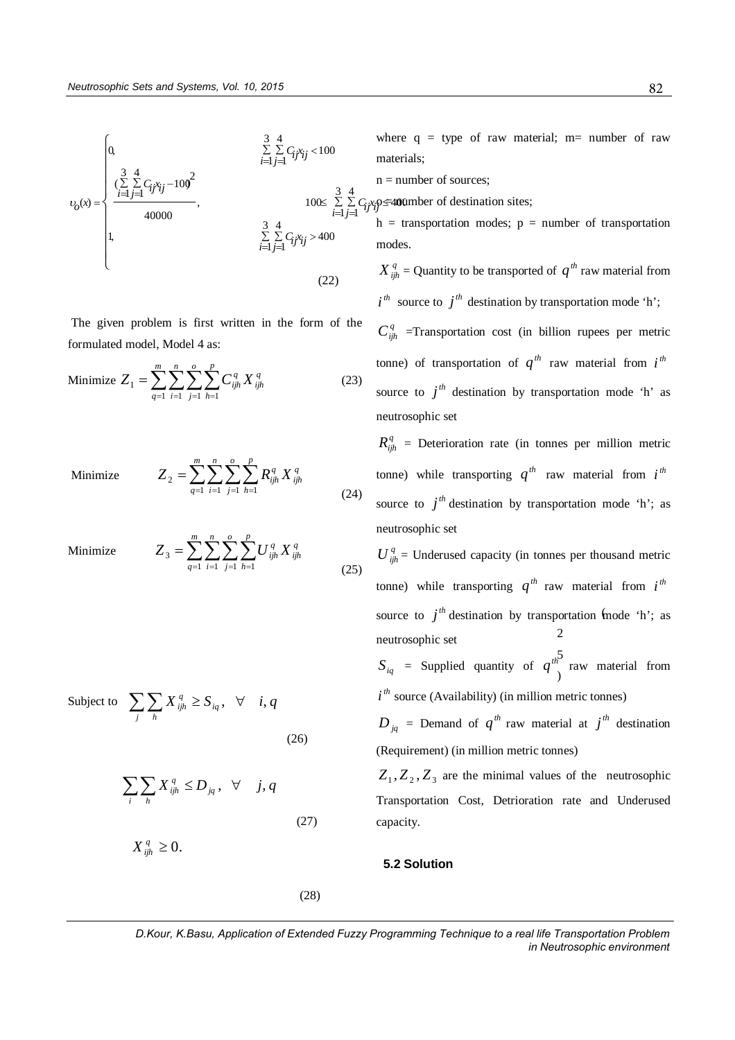$$\upsilon_o(x) = \begin{cases} 0, & \sum_{i=1}^{3}\sum_{j=1}^{4} C_{ij}x_{ij} < 100 \\ \dfrac{(\sum_{i=1}^{3}\sum_{j=1}^{4} C_{ij}x_{ij} - 100)^2}{40000}, & 100 \leq \sum_{i=1}^{3}\sum_{j=1}^{4} C_{ij}x_{ij} \leq 400 \\ 1, & \sum_{i=1}^{3}\sum_{j=1}^{4} C_{ij}x_{ij} > 400 \end{cases} \tag{22}$$

The given problem is first written in the form of the formulated model, Model 4 as:

$$\text{Minimize } Z_1 = \sum_{q=1}^{m}\sum_{i=1}^{n}\sum_{j=1}^{o}\sum_{h=1}^{p} C_{ijh}^{q} X_{ijh}^{q} \tag{23}$$

$$\text{Minimize } Z_2 = \sum_{q=1}^{m}\sum_{i=1}^{n}\sum_{j=1}^{o}\sum_{h=1}^{p} R_{ijh}^{q} X_{ijh}^{q} \tag{24}$$

$$\text{Minimize } Z_3 = \sum_{q=1}^{m}\sum_{i=1}^{n}\sum_{j=1}^{o}\sum_{h=1}^{p} U_{ijh}^{q} X_{ijh}^{q} \tag{25}$$

$$\text{Subject to } \sum_{j}\sum_{h} X_{ijh}^{q} \geq S_{iq}, \quad \forall \quad i, q \tag{26}$$

$$\sum_{i}\sum_{h} X_{ijh}^{q} \leq D_{jq}, \quad \forall \quad j, q \tag{27}$$

$$X_{ijh}^{q} \geq 0. \tag{28}$$

where q = type of raw material; m= number of raw materials;

n = number of sources;

o = number of destination sites;

h = transportation modes; p = number of transportation modes.

$X_{ijh}^{q}$ = Quantity to be transported of $q^{th}$ raw material from $i^{th}$ source to $j^{th}$ destination by transportation mode 'h';

$C_{ijh}^{q}$ =Transportation cost (in billion rupees per metric tonne) of transportation of $q^{th}$ raw material from $i^{th}$ source to $j^{th}$ destination by transportation mode 'h' as neutrosophic set

$R_{ijh}^{q}$ = Deterioration rate (in tonnes per million metric tonne) while transporting $q^{th}$ raw material from $i^{th}$ source to $j^{th}$ destination by transportation mode 'h'; as neutrosophic set

$U_{ijh}^{q}$ = Underused capacity (in tonnes per thousand metric tonne) while transporting $q^{th}$ raw material from $i^{th}$ source to $j^{th}$ destination by transportation mode 'h'; as neutrosophic set

$S_{iq}$ = Supplied quantity of $q^{th}$ raw material from $i^{th}$ source (Availability) (in million metric tonnes)

$D_{jq}$ = Demand of $q^{th}$ raw material at $j^{th}$ destination (Requirement) (in million metric tonnes)

$Z_1, Z_2, Z_3$ are the minimal values of the neutrosophic Transportation Cost, Detrioration rate and Underused capacity.

### 5.2 Solution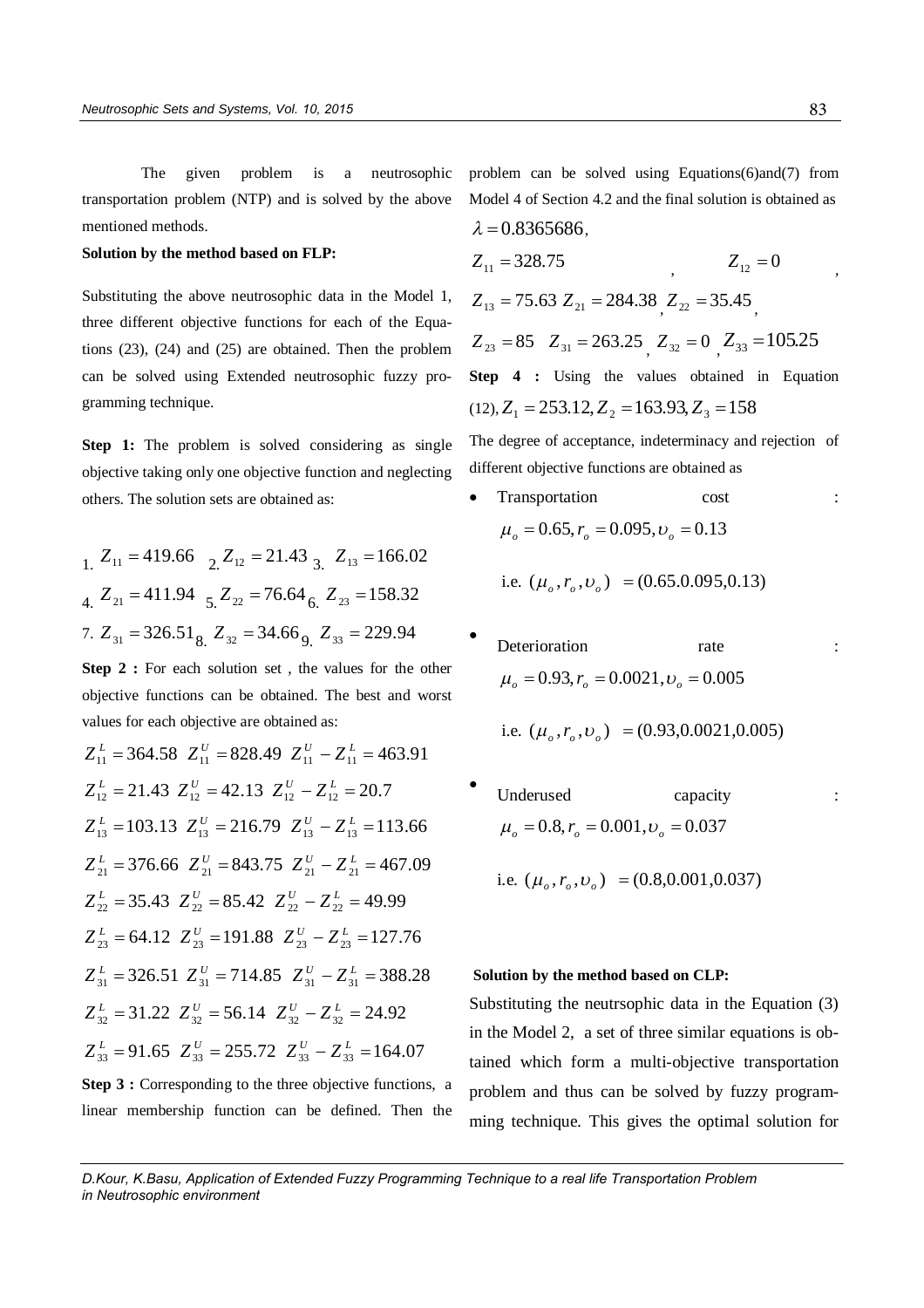The given problem is a neutrosophic transportation problem (NTP) and is solved by the above mentioned methods.

**Solution by the method based on FLP:**

Substituting the above neutrosophic data in the Model 1, three different objective functions for each of the Equations (23), (24) and (25) are obtained. Then the problem can be solved using Extended neutrosophic fuzzy programming technique.

**Step 1:** The problem is solved considering as single objective taking only one objective function and neglecting others. The solution sets are obtained as:

1. $Z_{11} = 419.66$ 2. $Z_{12} = 21.43$ 3. $Z_{13} = 166.02$
4. $Z_{21} = 411.94$ 5. $Z_{22} = 76.64$ 6. $Z_{23} = 158.32$
7. $Z_{31} = 326.51$ 8. $Z_{32} = 34.66$ 9. $Z_{33} = 229.94$

**Step 2 :** For each solution set , the values for the other objective functions can be obtained. The best and worst values for each objective are obtained as:

$Z_{11}^L = 364.58$ $Z_{11}^U = 828.49$ $Z_{11}^U - Z_{11}^L = 463.91$

$Z_{12}^L = 21.43$ $Z_{12}^U = 42.13$ $Z_{12}^U - Z_{12}^L = 20.7$

$Z_{13}^L = 103.13$ $Z_{13}^U = 216.79$ $Z_{13}^U - Z_{13}^L = 113.66$

$Z_{21}^L = 376.66$ $Z_{21}^U = 843.75$ $Z_{21}^U - Z_{21}^L = 467.09$

$Z_{22}^L = 35.43$ $Z_{22}^U = 85.42$ $Z_{22}^U - Z_{22}^L = 49.99$

$Z_{23}^L = 64.12$ $Z_{23}^U = 191.88$ $Z_{23}^U - Z_{23}^L = 127.76$

$Z_{31}^L = 326.51$ $Z_{31}^U = 714.85$ $Z_{31}^U - Z_{31}^L = 388.28$

$Z_{32}^L = 31.22$ $Z_{32}^U = 56.14$ $Z_{32}^U - Z_{32}^L = 24.92$

$Z_{33}^L = 91.65$ $Z_{33}^U = 255.72$ $Z_{33}^U - Z_{33}^L = 164.07$

**Step 3 :** Corresponding to the three objective functions, a linear membership function can be defined. Then the problem can be solved using Equations(6)and(7) from Model 4 of Section 4.2 and the final solution is obtained as

$\lambda = 0.8365686$,

$Z_{11} = 328.75$, $Z_{12} = 0$,

$Z_{13} = 75.63$ $Z_{21} = 284.38$, $Z_{22} = 35.45$,

$Z_{23} = 85$ $Z_{31} = 263.25$, $Z_{32} = 0$, $Z_{33} = 105.25$

**Step 4 :** Using the values obtained in Equation (12), $Z_1 = 253.12, Z_2 = 163.93, Z_3 = 158$

The degree of acceptance, indeterminacy and rejection of different objective functions are obtained as

- Transportation cost : $\mu_o = 0.65, r_o = 0.095, \upsilon_o = 0.13$

  i.e. $(\mu_o, r_o, \upsilon_o) = (0.65.0.095,0.13)$

- Deterioration rate : $\mu_o = 0.93, r_o = 0.0021, \upsilon_o = 0.005$

  i.e. $(\mu_o, r_o, \upsilon_o) = (0.93,0.0021,0.005)$

- Underused capacity : $\mu_o = 0.8, r_o = 0.001, \upsilon_o = 0.037$

  i.e. $(\mu_o, r_o, \upsilon_o) = (0.8,0.001,0.037)$

**Solution by the method based on CLP:**

Substituting the neutrsophic data in the Equation (3) in the Model 2, a set of three similar equations is obtained which form a multi-objective transportation problem and thus can be solved by fuzzy programming technique. This gives the optimal solution for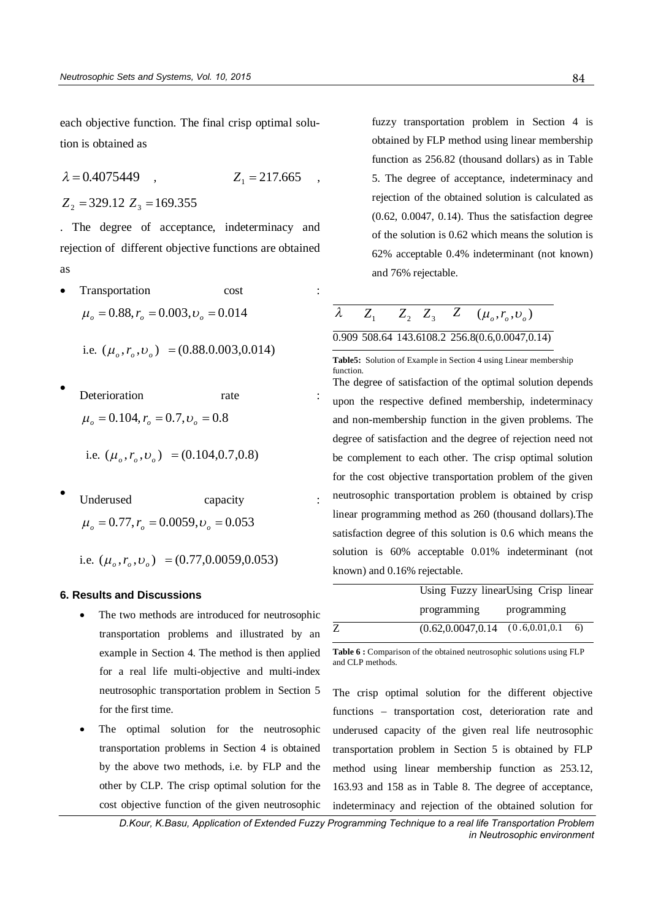each objective function. The final crisp optimal solution is obtained as

$\lambda = 0.4075449$ , $Z_1 = 217.665$ ,

$Z_2 = 329.12$ $Z_3 = 169.355$

. The degree of acceptance, indeterminacy and rejection of different objective functions are obtained as

- Transportation cost : $\mu_o = 0.88, r_o = 0.003, \upsilon_o = 0.014$

  i.e. $(\mu_o, r_o, \upsilon_o) = (0.88.0.003,0.014)$

- Deterioration rate : $\mu_o = 0.104, r_o = 0.7, \upsilon_o = 0.8$

  i.e. $(\mu_o, r_o, \upsilon_o) = (0.104,0.7,0.8)$

- Underused capacity : $\mu_o = 0.77, r_o = 0.0059, \upsilon_o = 0.053$

  i.e. $(\mu_o, r_o, \upsilon_o) = (0.77,0.0059,0.053)$

## 6. Results and Discussions

- The two methods are introduced for neutrosophic transportation problems and illustrated by an example in Section 4. The method is then applied for a real life multi-objective and multi-index neutrosophic transportation problem in Section 5 for the first time.
- The optimal solution for the neutrosophic transportation problems in Section 4 is obtained by the above two methods, i.e. by FLP and the other by CLP. The crisp optimal solution for the cost objective function of the given neutrosophic fuzzy transportation problem in Section 4 is obtained by FLP method using linear membership function as 256.82 (thousand dollars) as in Table 5. The degree of acceptance, indeterminacy and rejection of the obtained solution is calculated as (0.62, 0.0047, 0.14). Thus the satisfaction degree of the solution is 0.62 which means the solution is 62% acceptable 0.4% indeterminant (not known) and 76% rejectable.

| $\lambda$ | $Z_1$ | $Z_2$ | $Z_3$ | $Z$ | $(\mu_o, r_o, \upsilon_o)$ |
|---|---|---|---|---|---|
| 0.909 | 508.64 | 143.61 | 08.2 | 256.8 | (0.6,0.0047,0.14) |

**Table5:** Solution of Example in Section 4 using Linear membership function.

The degree of satisfaction of the optimal solution depends upon the respective defined membership, indeterminacy and non-membership function in the given problems. The degree of satisfaction and the degree of rejection need not be complement to each other. The crisp optimal solution for the cost objective transportation problem of the given neutrosophic transportation problem is obtained by crisp linear programming method as 260 (thousand dollars).The satisfaction degree of this solution is 0.6 which means the solution is 60% acceptable 0.01% indeterminant (not known) and 0.16% rejectable.

| | Using Fuzzy linear programming | Using Crisp linear programming |
|---|---|---|
| Z | (0.62,0.0047,0.14 | (0.6,0.01,0.16) |

**Table 6 :** Comparison of the obtained neutrosophic solutions using FLP and CLP methods.

The crisp optimal solution for the different objective functions – transportation cost, deterioration rate and underused capacity of the given real life neutrosophic transportation problem in Section 5 is obtained by FLP method using linear membership function as 253.12, 163.93 and 158 as in Table 8. The degree of acceptance, indeterminacy and rejection of the obtained solution for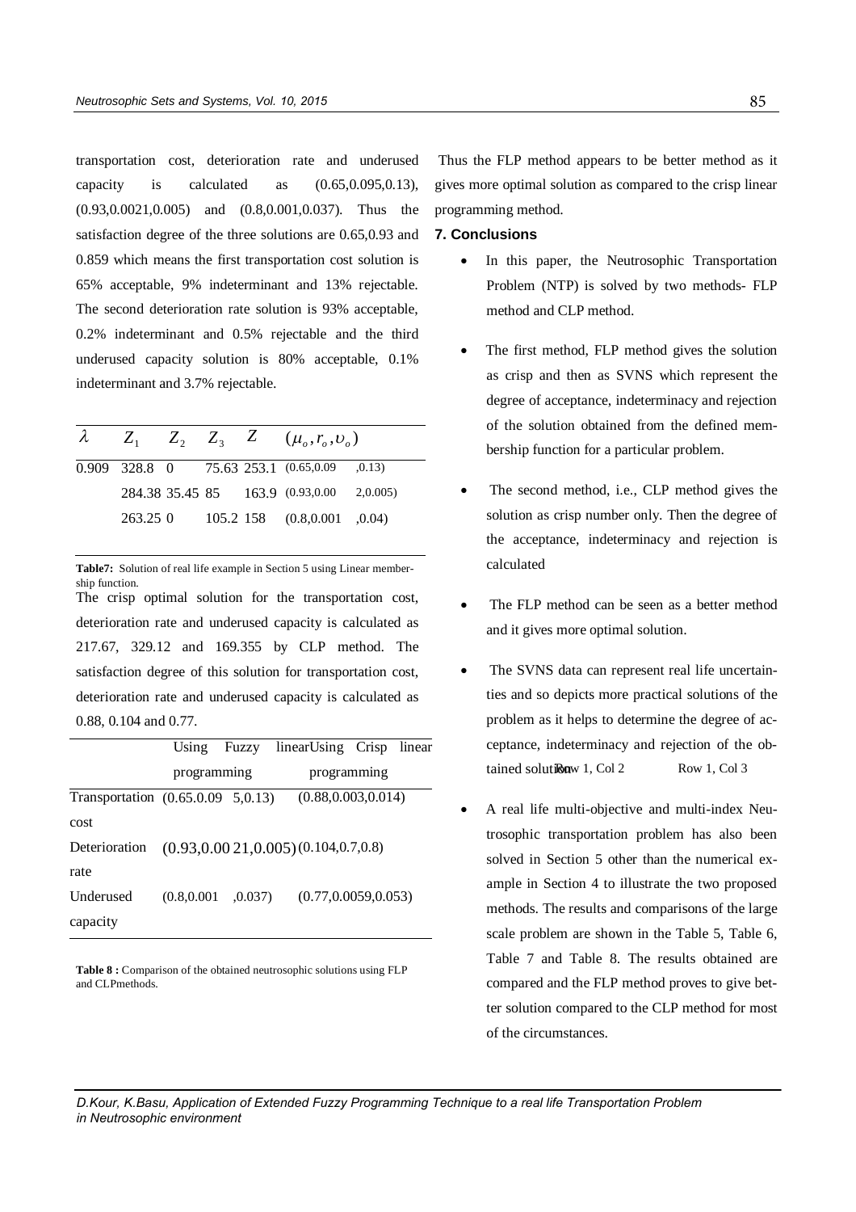transportation cost, deterioration rate and underused capacity is calculated as (0.65,0.095,0.13), (0.93,0.0021,0.005) and (0.8,0.001,0.037). Thus the satisfaction degree of the three solutions are 0.65,0.93 and 0.859 which means the first transportation cost solution is 65% acceptable, 9% indeterminant and 13% rejectable. The second deterioration rate solution is 93% acceptable, 0.2% indeterminant and 0.5% rejectable and the third underused capacity solution is 80% acceptable, 0.1% indeterminant and 3.7% rejectable.

| $\lambda$ | $Z_1$ | $Z_2$ | $Z_3$ | $Z$ | $(\mu_o, r_o, \upsilon_o)$ |
|---|---|---|---|---|---|
| 0.909 | 328.8 | 0 | 75.63 | 253.1 | (0.65,0.09 ,0.13) |
| | 284.38 | 35.45 | 85 | 163.9 | (0.93,0.00 2,0.005) |
| | 263.25 | 0 | 105.2 | 158 | (0.8,0.001 ,0.04) |

**Table7:** Solution of real life example in Section 5 using Linear membership function.

The crisp optimal solution for the transportation cost, deterioration rate and underused capacity is calculated as 217.67, 329.12 and 169.355 by CLP method. The satisfaction degree of this solution for transportation cost, deterioration rate and underused capacity is calculated as 0.88, 0.104 and 0.77.

| | Using Fuzzy linear programming | Using Crisp linear programming |
|---|---|---|
| Transportation cost | (0.65.0.09 5,0.13) | (0.88,0.003,0.014) |
| Deterioration rate | (0.93,0.00 21,0.005) | (0.104,0.7,0.8) |
| Underused capacity | (0.8,0.001 ,0.037) | (0.77,0.0059,0.053) |

**Table 8 :** Comparison of the obtained neutrosophic solutions using FLP and CLPmethods.

Thus the FLP method appears to be better method as it gives more optimal solution as compared to the crisp linear programming method.

## 7. Conclusions

- In this paper, the Neutrosophic Transportation Problem (NTP) is solved by two methods- FLP method and CLP method.
- The first method, FLP method gives the solution as crisp and then as SVNS which represent the degree of acceptance, indeterminacy and rejection of the solution obtained from the defined membership function for a particular problem.
- The second method, i.e., CLP method gives the solution as crisp number only. Then the degree of the acceptance, indeterminacy and rejection is calculated
- The FLP method can be seen as a better method and it gives more optimal solution.
- The SVNS data can represent real life uncertainties and so depicts more practical solutions of the problem as it helps to determine the degree of acceptance, indeterminacy and rejection of the obtained solution.
- A real life multi-objective and multi-index Neutrosophic transportation problem has also been solved in Section 5 other than the numerical example in Section 4 to illustrate the two proposed methods. The results and comparisons of the large scale problem are shown in the Table 5, Table 6, Table 7 and Table 8. The results obtained are compared and the FLP method proves to give better solution compared to the CLP method for most of the circumstances.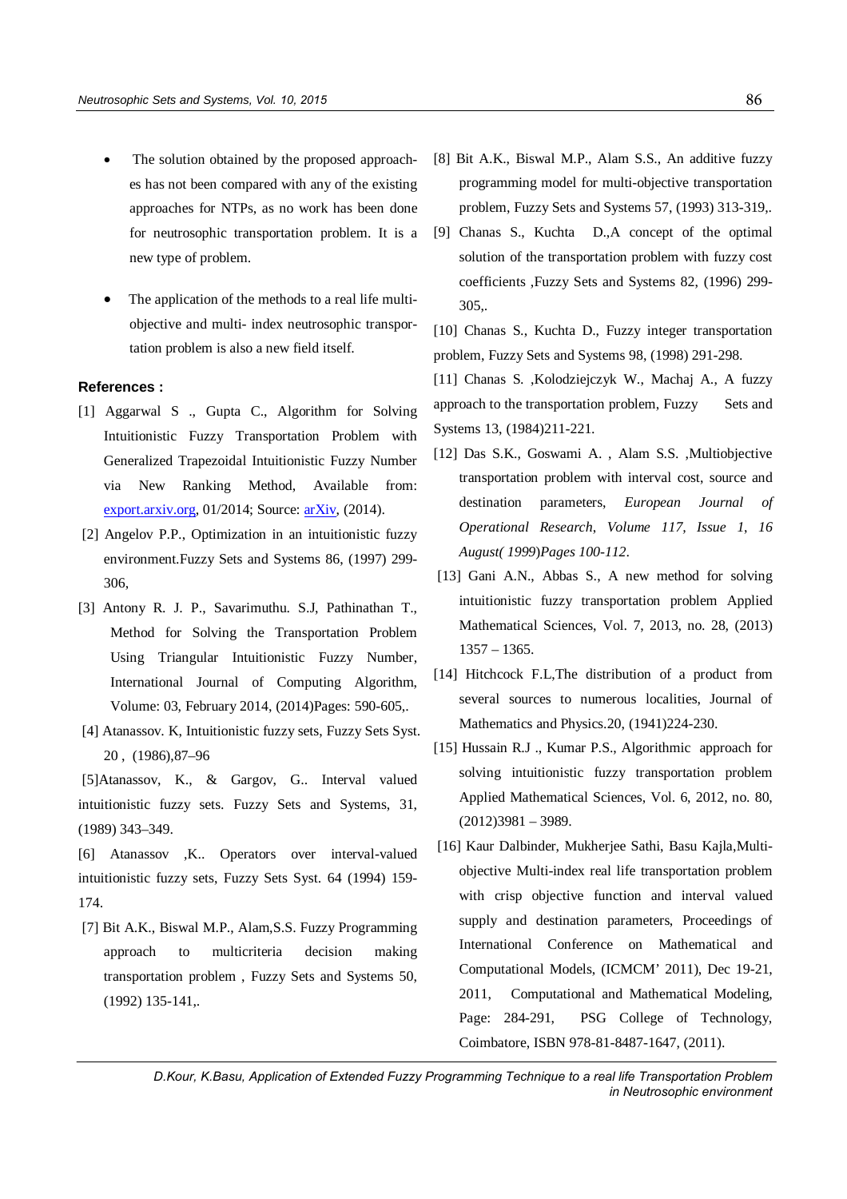- The solution obtained by the proposed approaches has not been compared with any of the existing approaches for NTPs, as no work has been done for neutrosophic transportation problem. It is a new type of problem.

- The application of the methods to a real life multi-objective and multi- index neutrosophic transportation problem is also a new field itself.

**References :**

[1] Aggarwal S ., Gupta C., Algorithm for Solving Intuitionistic Fuzzy Transportation Problem with Generalized Trapezoidal Intuitionistic Fuzzy Number via New Ranking Method, Available from: export.arxiv.org, 01/2014; Source: arXiv, (2014).

[2] Angelov P.P., Optimization in an intuitionistic fuzzy environment.Fuzzy Sets and Systems 86, (1997) 299-306,

[3] Antony R. J. P., Savarimuthu. S.J, Pathinathan T., Method for Solving the Transportation Problem Using Triangular Intuitionistic Fuzzy Number, International Journal of Computing Algorithm, Volume: 03, February 2014, (2014)Pages: 590-605,.

[4] Atanassov. K, Intuitionistic fuzzy sets, Fuzzy Sets Syst. 20 , (1986),87–96

[5]Atanassov, K., & Gargov, G.. Interval valued intuitionistic fuzzy sets. Fuzzy Sets and Systems, 31, (1989) 343–349.

[6] Atanassov ,K.. Operators over interval-valued intuitionistic fuzzy sets, Fuzzy Sets Syst. 64 (1994) 159-174.

[7] Bit A.K., Biswal M.P., Alam,S.S. Fuzzy Programming approach to multicriteria decision making transportation problem , Fuzzy Sets and Systems 50, (1992) 135-141,.

[8] Bit A.K., Biswal M.P., Alam S.S., An additive fuzzy programming model for multi-objective transportation problem, Fuzzy Sets and Systems 57, (1993) 313-319,.

[9] Chanas S., Kuchta D.,A concept of the optimal solution of the transportation problem with fuzzy cost coefficients ,Fuzzy Sets and Systems 82, (1996) 299-305,.

[10] Chanas S., Kuchta D., Fuzzy integer transportation problem, Fuzzy Sets and Systems 98, (1998) 291-298.

[11] Chanas S. ,Kolodziejczyk W., Machaj A., A fuzzy approach to the transportation problem, Fuzzy Sets and Systems 13, (1984)211-221.

[12] Das S.K., Goswami A. , Alam S.S. ,Multiobjective transportation problem with interval cost, source and destination parameters, *European Journal of Operational Research, Volume 117, Issue 1, 16 August( 1999)Pages 100-112*.

[13] Gani A.N., Abbas S., A new method for solving intuitionistic fuzzy transportation problem Applied Mathematical Sciences, Vol. 7, 2013, no. 28, (2013) 1357 – 1365.

[14] Hitchcock F.L,The distribution of a product from several sources to numerous localities, Journal of Mathematics and Physics.20, (1941)224-230.

[15] Hussain R.J ., Kumar P.S., Algorithmic approach for solving intuitionistic fuzzy transportation problem Applied Mathematical Sciences, Vol. 6, 2012, no. 80, (2012)3981 – 3989.

[16] Kaur Dalbinder, Mukherjee Sathi, Basu Kajla,Multi-objective Multi-index real life transportation problem with crisp objective function and interval valued supply and destination parameters, Proceedings of International Conference on Mathematical and Computational Models, (ICMCM' 2011), Dec 19-21, 2011, Computational and Mathematical Modeling, Page: 284-291, PSG College of Technology, Coimbatore, ISBN 978-81-8487-1647, (2011).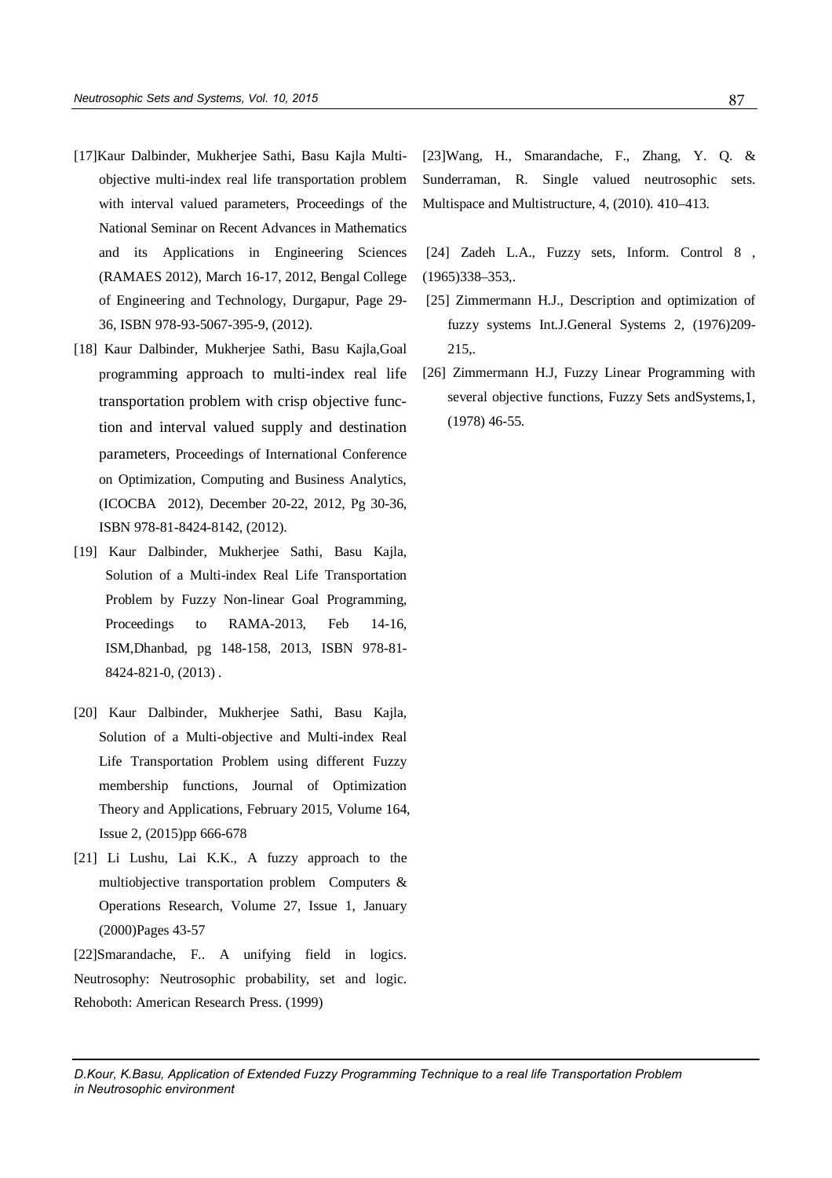[17]Kaur Dalbinder, Mukherjee Sathi, Basu Kajla Multi-objective multi-index real life transportation problem with interval valued parameters, Proceedings of the National Seminar on Recent Advances in Mathematics and its Applications in Engineering Sciences (RAMAES 2012), March 16-17, 2012, Bengal College of Engineering and Technology, Durgapur, Page 29-36, ISBN 978-93-5067-395-9, (2012).

[18] Kaur Dalbinder, Mukherjee Sathi, Basu Kajla,Goal programming approach to multi-index real life transportation problem with crisp objective function and interval valued supply and destination parameters, Proceedings of International Conference on Optimization, Computing and Business Analytics, (ICOCBA 2012), December 20-22, 2012, Pg 30-36, ISBN 978-81-8424-8142, (2012).

[19] Kaur Dalbinder, Mukherjee Sathi, Basu Kajla, Solution of a Multi-index Real Life Transportation Problem by Fuzzy Non-linear Goal Programming, Proceedings to RAMA-2013, Feb 14-16, ISM,Dhanbad, pg 148-158, 2013, ISBN 978-81-8424-821-0, (2013) .

[20] Kaur Dalbinder, Mukherjee Sathi, Basu Kajla, Solution of a Multi-objective and Multi-index Real Life Transportation Problem using different Fuzzy membership functions, Journal of Optimization Theory and Applications, February 2015, Volume 164, Issue 2, (2015)pp 666-678

[21] Li Lushu, Lai K.K., A fuzzy approach to the multiobjective transportation problem Computers & Operations Research, Volume 27, Issue 1, January (2000)Pages 43-57

[22]Smarandache, F.. A unifying field in logics. Neutrosophy: Neutrosophic probability, set and logic. Rehoboth: American Research Press. (1999)

[23]Wang, H., Smarandache, F., Zhang, Y. Q. & Sunderraman, R. Single valued neutrosophic sets. Multispace and Multistructure, 4, (2010). 410–413.

[24] Zadeh L.A., Fuzzy sets, Inform. Control 8 , (1965)338–353,.

[25] Zimmermann H.J., Description and optimization of fuzzy systems Int.J.General Systems 2, (1976)209-215,.

[26] Zimmermann H.J, Fuzzy Linear Programming with several objective functions, Fuzzy Sets andSystems,1, (1978) 46-55.